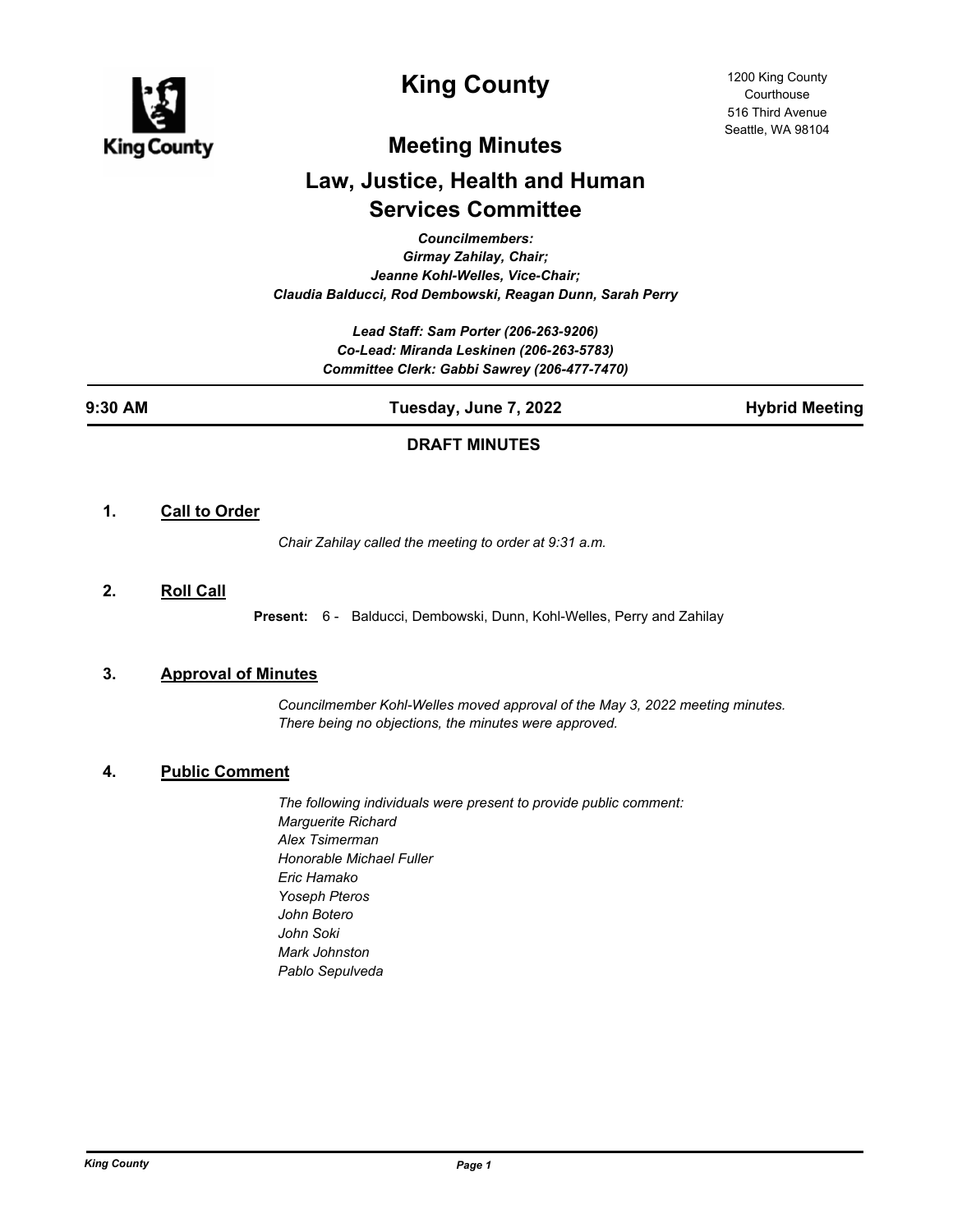# King County

1200 King County Courthouse
516 Third Avenue
Seattle, WA 98104

## Meeting Minutes

## Law, Justice, Health and Human Services Committee

*Councilmembers:*
*Girmay Zahilay, Chair;*
*Jeanne Kohl-Welles, Vice-Chair;*
*Claudia Balducci, Rod Dembowski, Reagan Dunn, Sarah Perry*

*Lead Staff: Sam Porter (206-263-9206)*
*Co-Lead: Miranda Leskinen (206-263-5783)*
*Committee Clerk: Gabbi Sawrey (206-477-7470)*

**9:30 AM** **Tuesday, June 7, 2022** **Hybrid Meeting**

**DRAFT MINUTES**

### 1. Call to Order

*Chair Zahilay called the meeting to order at 9:31 a.m.*

### 2. Roll Call

**Present:** 6 - Balducci, Dembowski, Dunn, Kohl-Welles, Perry and Zahilay

### 3. Approval of Minutes

*Councilmember Kohl-Welles moved approval of the May 3, 2022 meeting minutes. There being no objections, the minutes were approved.*

### 4. Public Comment

*The following individuals were present to provide public comment:*
*Marguerite Richard*
*Alex Tsimerman*
*Honorable Michael Fuller*
*Eric Hamako*
*Yoseph Pteros*
*John Botero*
*John Soki*
*Mark Johnston*
*Pablo Sepulveda*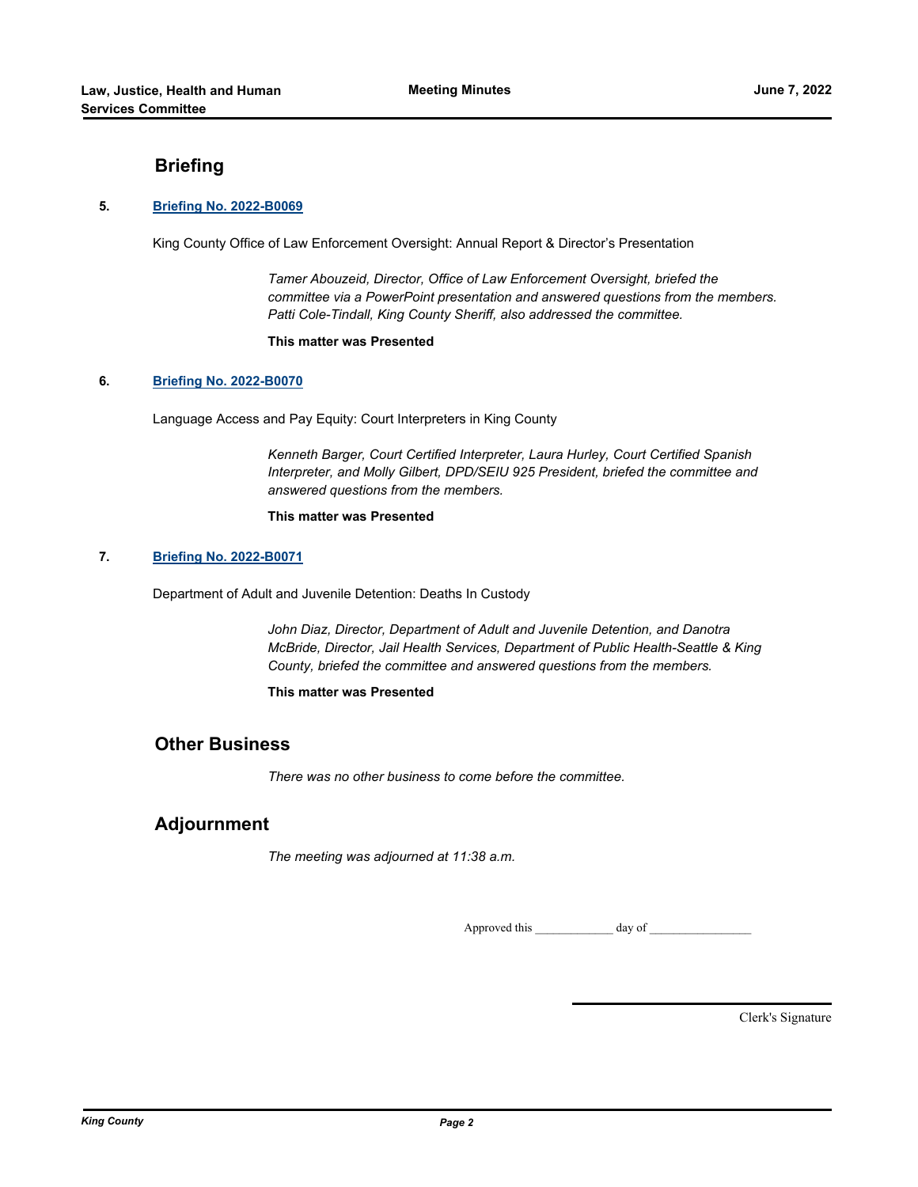## Briefing

**5. Briefing No. 2022-B0069**

King County Office of Law Enforcement Oversight: Annual Report & Director's Presentation

*Tamer Abouzeid, Director, Office of Law Enforcement Oversight, briefed the committee via a PowerPoint presentation and answered questions from the members. Patti Cole-Tindall, King County Sheriff, also addressed the committee.*

**This matter was Presented**

**6. Briefing No. 2022-B0070**

Language Access and Pay Equity: Court Interpreters in King County

*Kenneth Barger, Court Certified Interpreter, Laura Hurley, Court Certified Spanish Interpreter, and Molly Gilbert, DPD/SEIU 925 President, briefed the committee and answered questions from the members.*

**This matter was Presented**

**7. Briefing No. 2022-B0071**

Department of Adult and Juvenile Detention: Deaths In Custody

*John Diaz, Director, Department of Adult and Juvenile Detention, and Danotra McBride, Director, Jail Health Services, Department of Public Health-Seattle & King County, briefed the committee and answered questions from the members.*

**This matter was Presented**

## Other Business

*There was no other business to come before the committee.*

## Adjournment

*The meeting was adjourned at 11:38 a.m.*

Approved this _____________ day of _________________

Clerk's Signature